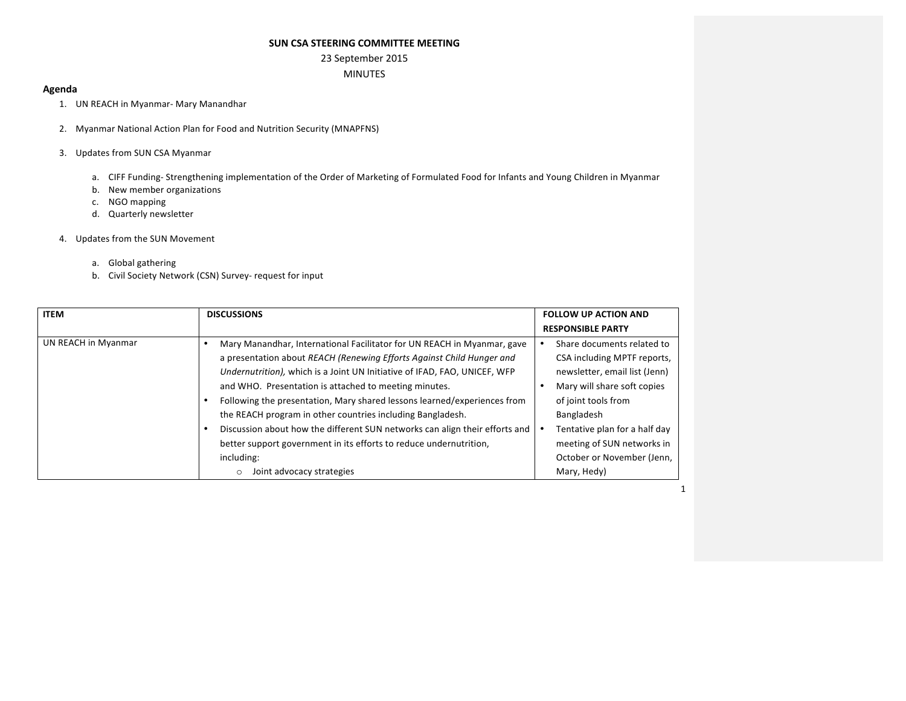# SUN CSA STEERING COMMITTEE MEETING

23 September 2015

MINUTES

**Agenda**

1. UN REACH in Myanmar- Mary Manandhar

2. Myanmar National Action Plan for Food and Nutrition Security (MNAPFNS)

3. Updates from SUN CSA Myanmar

   a. CIFF Funding- Strengthening implementation of the Order of Marketing of Formulated Food for Infants and Young Children in Myanmar
   b. New member organizations
   c. NGO mapping
   d. Quarterly newsletter

4. Updates from the SUN Movement

   a. Global gathering
   b. Civil Society Network (CSN) Survey- request for input

| ITEM | DISCUSSIONS | FOLLOW UP ACTION AND RESPONSIBLE PARTY |
|---|---|---|
| UN REACH in Myanmar | • Mary Manandhar, International Facilitator for UN REACH in Myanmar, gave a presentation about *REACH (Renewing Efforts Against Child Hunger and Undernutrition),* which is a Joint UN Initiative of IFAD, FAO, UNICEF, WFP and WHO. Presentation is attached to meeting minutes.<br>• Following the presentation, Mary shared lessons learned/experiences from the REACH program in other countries including Bangladesh.<br>• Discussion about how the different SUN networks can align their efforts and better support government in its efforts to reduce undernutrition, including:<br>  ○ Joint advocacy strategies | • Share documents related to CSA including MPTF reports, newsletter, email list (Jenn)<br>• Mary will share soft copies of joint tools from Bangladesh<br>• Tentative plan for a half day meeting of SUN networks in October or November (Jenn, Mary, Hedy) |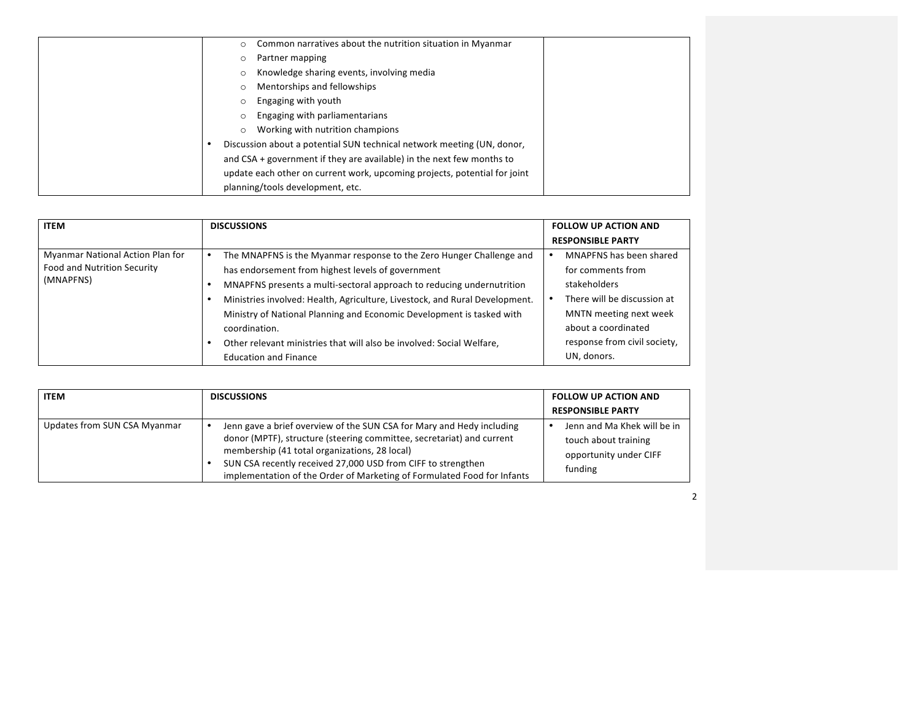| | | |
|---|---|---|
| | ◦ Common narratives about the nutrition situation in Myanmar<br>◦ Partner mapping<br>◦ Knowledge sharing events, involving media<br>◦ Mentorships and fellowships<br>◦ Engaging with youth<br>◦ Engaging with parliamentarians<br>◦ Working with nutrition champions<br>• Discussion about a potential SUN technical network meeting (UN, donor, and CSA + government if they are available) in the next few months to update each other on current work, upcoming projects, potential for joint planning/tools development, etc. | |

| ITEM | DISCUSSIONS | FOLLOW UP ACTION AND RESPONSIBLE PARTY |
|---|---|---|
| Myanmar National Action Plan for Food and Nutrition Security (MNAPFNS) | • The MNAPFNS is the Myanmar response to the Zero Hunger Challenge and has endorsement from highest levels of government<br>• MNAPFNS presents a multi-sectoral approach to reducing undernutrition<br>• Ministries involved: Health, Agriculture, Livestock, and Rural Development. Ministry of National Planning and Economic Development is tasked with coordination.<br>• Other relevant ministries that will also be involved: Social Welfare, Education and Finance | • MNAPFNS has been shared for comments from stakeholders<br>• There will be discussion at MNTN meeting next week about a coordinated response from civil society, UN, donors. |

| ITEM | DISCUSSIONS | FOLLOW UP ACTION AND RESPONSIBLE PARTY |
|---|---|---|
| Updates from SUN CSA Myanmar | • Jenn gave a brief overview of the SUN CSA for Mary and Hedy including donor (MPTF), structure (steering committee, secretariat) and current membership (41 total organizations, 28 local)<br>• SUN CSA recently received 27,000 USD from CIFF to strengthen implementation of the Order of Marketing of Formulated Food for Infants | • Jenn and Ma Khek will be in touch about training opportunity under CIFF funding |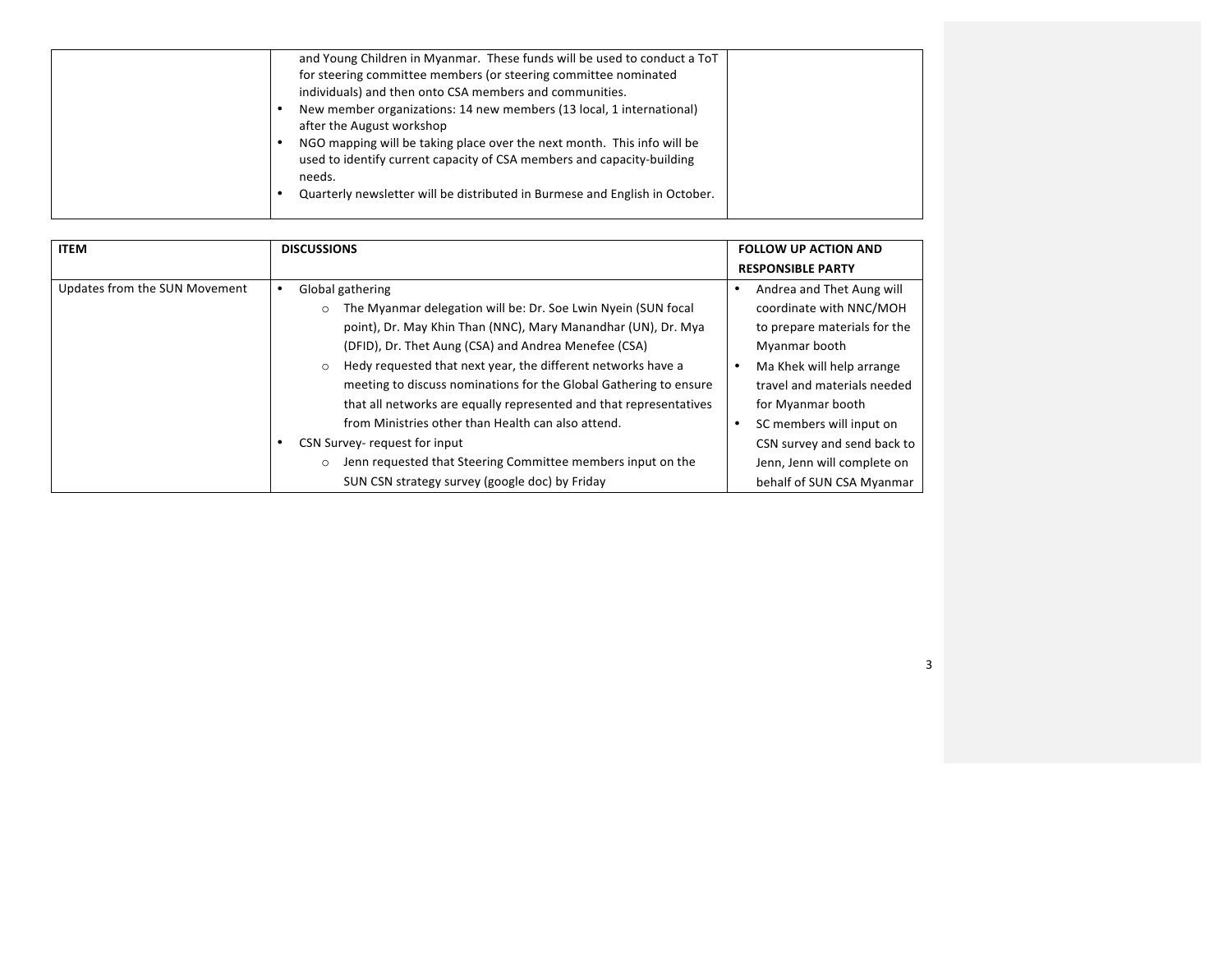| | | |
|---|---|---|
| | and Young Children in Myanmar. These funds will be used to conduct a ToT for steering committee members (or steering committee nominated individuals) and then onto CSA members and communities.<br>• New member organizations: 14 new members (13 local, 1 international) after the August workshop<br>• NGO mapping will be taking place over the next month. This info will be used to identify current capacity of CSA members and capacity-building needs.<br>• Quarterly newsletter will be distributed in Burmese and English in October. | |

| ITEM | DISCUSSIONS | FOLLOW UP ACTION AND RESPONSIBLE PARTY |
|---|---|---|
| Updates from the SUN Movement | • Global gathering<br>  ○ The Myanmar delegation will be: Dr. Soe Lwin Nyein (SUN focal point), Dr. May Khin Than (NNC), Mary Manandhar (UN), Dr. Mya (DFID), Dr. Thet Aung (CSA) and Andrea Menefee (CSA)<br>  ○ Hedy requested that next year, the different networks have a meeting to discuss nominations for the Global Gathering to ensure that all networks are equally represented and that representatives from Ministries other than Health can also attend.<br>• CSN Survey- request for input<br>  ○ Jenn requested that Steering Committee members input on the SUN CSN strategy survey (google doc) by Friday | • Andrea and Thet Aung will coordinate with NNC/MOH to prepare materials for the Myanmar booth<br>• Ma Khek will help arrange travel and materials needed for Myanmar booth<br>• SC members will input on CSN survey and send back to Jenn, Jenn will complete on behalf of SUN CSA Myanmar |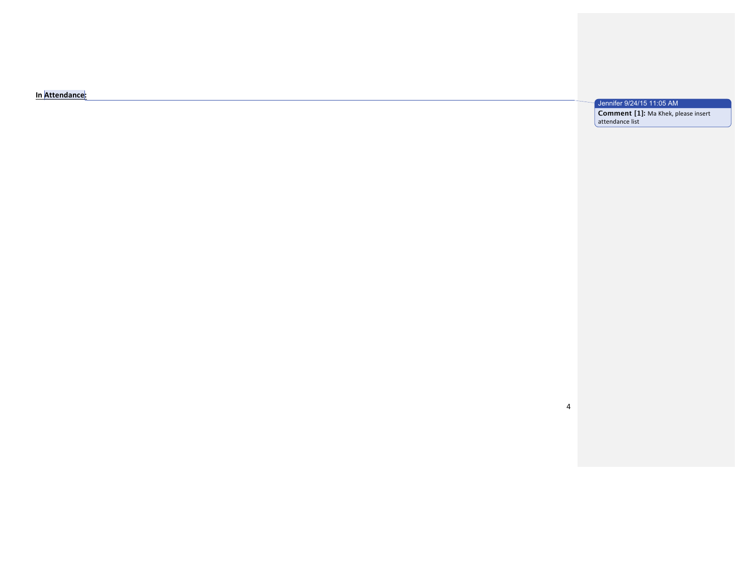**In Attendance:**

Jennifer 9/24/15 11:05 AM
**Comment [1]:** Ma Khek, please insert attendance list